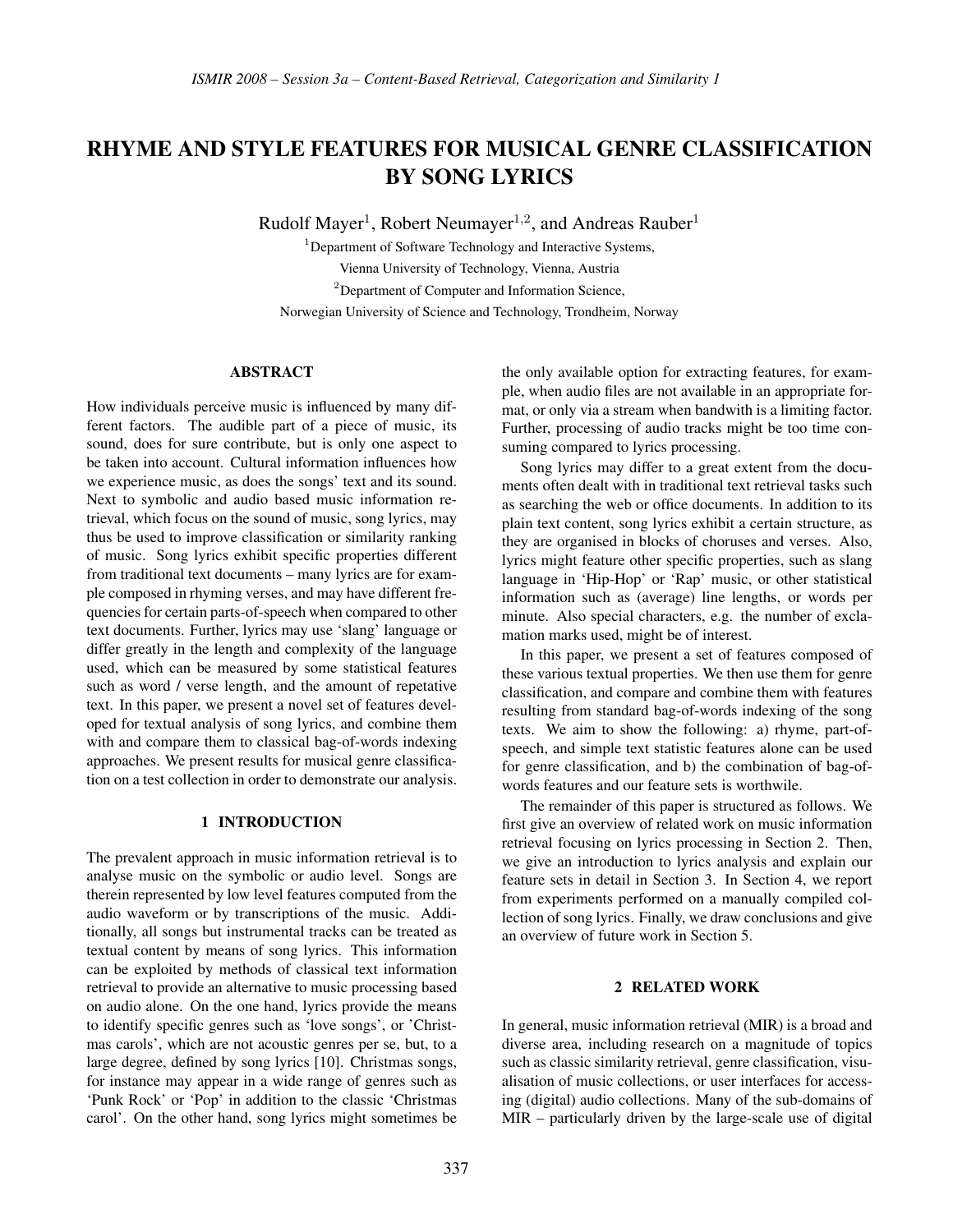# RHYME AND STYLE FEATURES FOR MUSICAL GENRE CLASSIFICATION BY SONG LYRICS

Rudolf Mayer[1], Robert Neumayer[1,2], and Andreas Rauber[1]

[1]Department of Software Technology and Interactive Systems,
Vienna University of Technology, Vienna, Austria

[2]Department of Computer and Information Science,
Norwegian University of Science and Technology, Trondheim, Norway

## ABSTRACT

How individuals perceive music is influenced by many different factors. The audible part of a piece of music, its sound, does for sure contribute, but is only one aspect to be taken into account. Cultural information influences how we experience music, as does the songs' text and its sound. Next to symbolic and audio based music information retrieval, which focus on the sound of music, song lyrics, may thus be used to improve classification or similarity ranking of music. Song lyrics exhibit specific properties different from traditional text documents – many lyrics are for example composed in rhyming verses, and may have different frequencies for certain parts-of-speech when compared to other text documents. Further, lyrics may use 'slang' language or differ greatly in the length and complexity of the language used, which can be measured by some statistical features such as word / verse length, and the amount of repetative text. In this paper, we present a novel set of features developed for textual analysis of song lyrics, and combine them with and compare them to classical bag-of-words indexing approaches. We present results for musical genre classification on a test collection in order to demonstrate our analysis.

## 1 INTRODUCTION

The prevalent approach in music information retrieval is to analyse music on the symbolic or audio level. Songs are therein represented by low level features computed from the audio waveform or by transcriptions of the music. Additionally, all songs but instrumental tracks can be treated as textual content by means of song lyrics. This information can be exploited by methods of classical text information retrieval to provide an alternative to music processing based on audio alone. On the one hand, lyrics provide the means to identify specific genres such as 'love songs', or 'Christmas carols', which are not acoustic genres per se, but, to a large degree, defined by song lyrics [10]. Christmas songs, for instance may appear in a wide range of genres such as 'Punk Rock' or 'Pop' in addition to the classic 'Christmas carol'. On the other hand, song lyrics might sometimes be the only available option for extracting features, for example, when audio files are not available in an appropriate format, or only via a stream when bandwith is a limiting factor. Further, processing of audio tracks might be too time consuming compared to lyrics processing.

Song lyrics may differ to a great extent from the documents often dealt with in traditional text retrieval tasks such as searching the web or office documents. In addition to its plain text content, song lyrics exhibit a certain structure, as they are organised in blocks of choruses and verses. Also, lyrics might feature other specific properties, such as slang language in 'Hip-Hop' or 'Rap' music, or other statistical information such as (average) line lengths, or words per minute. Also special characters, e.g. the number of exclamation marks used, might be of interest.

In this paper, we present a set of features composed of these various textual properties. We then use them for genre classification, and compare and combine them with features resulting from standard bag-of-words indexing of the song texts. We aim to show the following: a) rhyme, part-of-speech, and simple text statistic features alone can be used for genre classification, and b) the combination of bag-of-words features and our feature sets is worthwile.

The remainder of this paper is structured as follows. We first give an overview of related work on music information retrieval focusing on lyrics processing in Section 2. Then, we give an introduction to lyrics analysis and explain our feature sets in detail in Section 3. In Section 4, we report from experiments performed on a manually compiled collection of song lyrics. Finally, we draw conclusions and give an overview of future work in Section 5.

## 2 RELATED WORK

In general, music information retrieval (MIR) is a broad and diverse area, including research on a magnitude of topics such as classic similarity retrieval, genre classification, visualisation of music collections, or user interfaces for accessing (digital) audio collections. Many of the sub-domains of MIR – particularly driven by the large-scale use of digital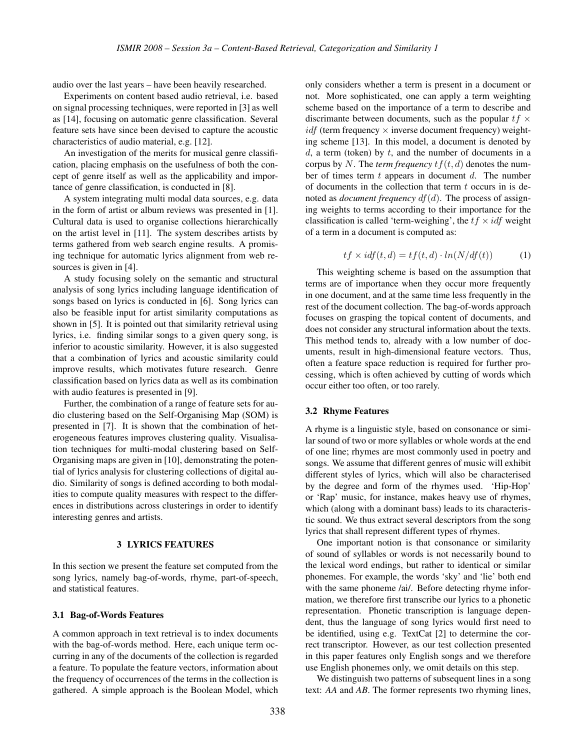audio over the last years – have been heavily researched.

Experiments on content based audio retrieval, i.e. based on signal processing techniques, were reported in [3] as well as [14], focusing on automatic genre classification. Several feature sets have since been devised to capture the acoustic characteristics of audio material, e.g. [12].

An investigation of the merits for musical genre classification, placing emphasis on the usefulness of both the concept of genre itself as well as the applicability and importance of genre classification, is conducted in [8].

A system integrating multi modal data sources, e.g. data in the form of artist or album reviews was presented in [1]. Cultural data is used to organise collections hierarchically on the artist level in [11]. The system describes artists by terms gathered from web search engine results. A promising technique for automatic lyrics alignment from web resources is given in [4].

A study focusing solely on the semantic and structural analysis of song lyrics including language identification of songs based on lyrics is conducted in [6]. Song lyrics can also be feasible input for artist similarity computations as shown in [5]. It is pointed out that similarity retrieval using lyrics, i.e. finding similar songs to a given query song, is inferior to acoustic similarity. However, it is also suggested that a combination of lyrics and acoustic similarity could improve results, which motivates future research. Genre classification based on lyrics data as well as its combination with audio features is presented in [9].

Further, the combination of a range of feature sets for audio clustering based on the Self-Organising Map (SOM) is presented in [7]. It is shown that the combination of heterogeneous features improves clustering quality. Visualisation techniques for multi-modal clustering based on Self-Organising maps are given in [10], demonstrating the potential of lyrics analysis for clustering collections of digital audio. Similarity of songs is defined according to both modalities to compute quality measures with respect to the differences in distributions across clusterings in order to identify interesting genres and artists.

## 3 LYRICS FEATURES

In this section we present the feature set computed from the song lyrics, namely bag-of-words, rhyme, part-of-speech, and statistical features.

### 3.1 Bag-of-Words Features

A common approach in text retrieval is to index documents with the bag-of-words method. Here, each unique term occurring in any of the documents of the collection is regarded a feature. To populate the feature vectors, information about the frequency of occurrences of the terms in the collection is gathered. A simple approach is the Boolean Model, which only considers whether a term is present in a document or not. More sophisticated, one can apply a term weighting scheme based on the importance of a term to describe and discrimante between documents, such as the popular $tf \times idf$ (term frequency $\times$ inverse document frequency) weighting scheme [13]. In this model, a document is denoted by $d$, a term (token) by $t$, and the number of documents in a corpus by $N$. The *term frequency* $tf(t, d)$ denotes the number of times term $t$ appears in document $d$. The number of documents in the collection that term $t$ occurs in is denoted as *document frequency* $df(d)$. The process of assigning weights to terms according to their importance for the classification is called 'term-weighing', the $tf \times idf$ weight of a term in a document is computed as:

$$tf \times idf(t, d) = tf(t, d) \cdot ln(N/df(t)) \tag{1}$$

This weighting scheme is based on the assumption that terms are of importance when they occur more frequently in one document, and at the same time less frequently in the rest of the document collection. The bag-of-words approach focuses on grasping the topical content of documents, and does not consider any structural information about the texts. This method tends to, already with a low number of documents, result in high-dimensional feature vectors. Thus, often a feature space reduction is required for further processing, which is often achieved by cutting of words which occur either too often, or too rarely.

### 3.2 Rhyme Features

A rhyme is a linguistic style, based on consonance or similar sound of two or more syllables or whole words at the end of one line; rhymes are most commonly used in poetry and songs. We assume that different genres of music will exhibit different styles of lyrics, which will also be characterised by the degree and form of the rhymes used. 'Hip-Hop' or 'Rap' music, for instance, makes heavy use of rhymes, which (along with a dominant bass) leads to its characteristic sound. We thus extract several descriptors from the song lyrics that shall represent different types of rhymes.

One important notion is that consonance or similarity of sound of syllables or words is not necessarily bound to the lexical word endings, but rather to identical or similar phonemes. For example, the words 'sky' and 'lie' both end with the same phoneme /ai/. Before detecting rhyme information, we therefore first transcribe our lyrics to a phonetic representation. Phonetic transcription is language dependent, thus the language of song lyrics would first need to be identified, using e.g. TextCat [2] to determine the correct transcriptor. However, as our test collection presented in this paper features only English songs and we therefore use English phonemes only, we omit details on this step.

We distinguish two patterns of subsequent lines in a song text: *AA* and *AB*. The former represents two rhyming lines,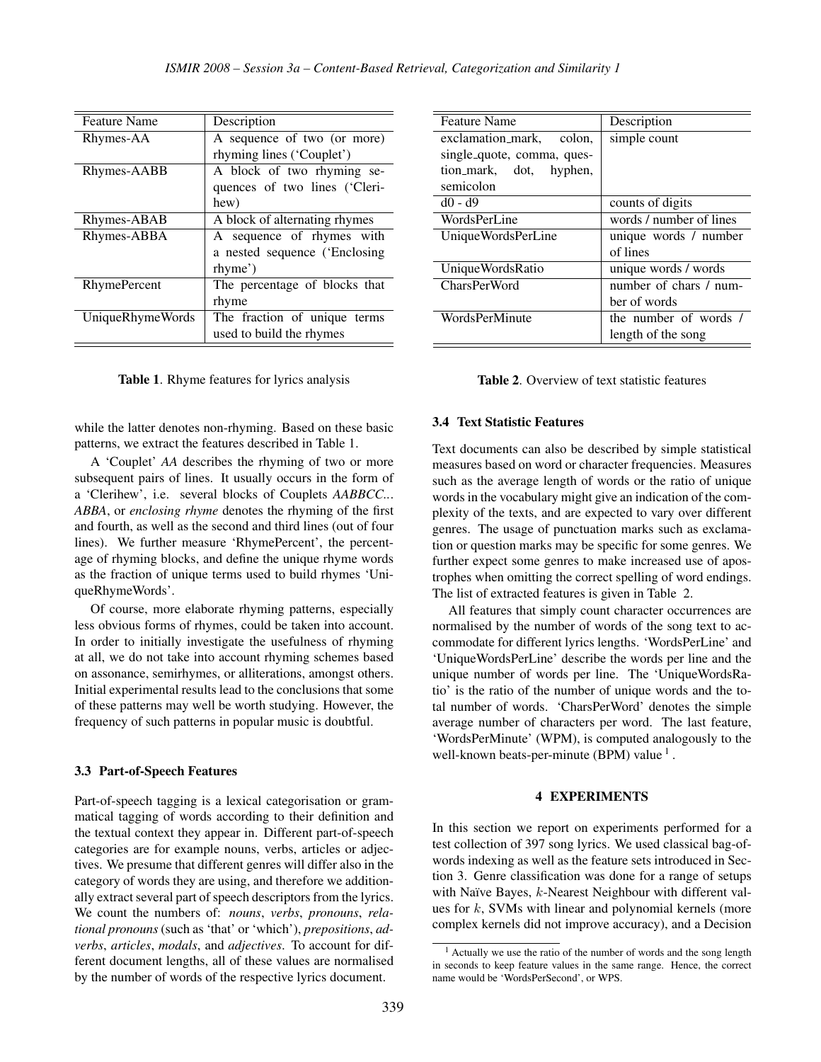| Feature Name | Description |
| --- | --- |
| Rhymes-AA | A sequence of two (or more) rhyming lines ('Couplet') |
| Rhymes-AABB | A block of two rhyming sequences of two lines ('Clerihew) |
| Rhymes-ABAB | A block of alternating rhymes |
| Rhymes-ABBA | A sequence of rhymes with a nested sequence ('Enclosing rhyme') |
| RhymePercent | The percentage of blocks that rhyme |
| UniqueRhymeWords | The fraction of unique terms used to build the rhymes |

**Table 1**. Rhyme features for lyrics analysis

| Feature Name | Description |
| --- | --- |
| exclamation_mark, colon, single_quote, comma, question_mark, dot, hyphen, semicolon | simple count |
| d0 - d9 | counts of digits |
| WordsPerLine | words / number of lines |
| UniqueWordsPerLine | unique words / number of lines |
| UniqueWordsRatio | unique words / words |
| CharsPerWord | number of chars / number of words |
| WordsPerMinute | the number of words / length of the song |

**Table 2**. Overview of text statistic features

while the latter denotes non-rhyming. Based on these basic patterns, we extract the features described in Table 1.

A 'Couplet' *AA* describes the rhyming of two or more subsequent pairs of lines. It usually occurs in the form of a 'Clerihew', i.e. several blocks of Couplets *AABBCC...* *ABBA*, or *enclosing rhyme* denotes the rhyming of the first and fourth, as well as the second and third lines (out of four lines). We further measure 'RhymePercent', the percentage of rhyming blocks, and define the unique rhyme words as the fraction of unique terms used to build rhymes 'UniqueRhymeWords'.

Of course, more elaborate rhyming patterns, especially less obvious forms of rhymes, could be taken into account. In order to initially investigate the usefulness of rhyming at all, we do not take into account rhyming schemes based on assonance, semirhymes, or alliterations, amongst others. Initial experimental results lead to the conclusions that some of these patterns may well be worth studying. However, the frequency of such patterns in popular music is doubtful.

### 3.3 Part-of-Speech Features

Part-of-speech tagging is a lexical categorisation or grammatical tagging of words according to their definition and the textual context they appear in. Different part-of-speech categories are for example nouns, verbs, articles or adjectives. We presume that different genres will differ also in the category of words they are using, and therefore we additionally extract several part of speech descriptors from the lyrics. We count the numbers of: *nouns*, *verbs*, *pronouns*, *relational pronouns* (such as 'that' or 'which'), *prepositions*, *adverbs*, *articles*, *modals*, and *adjectives*. To account for different document lengths, all of these values are normalised by the number of words of the respective lyrics document.

### 3.4 Text Statistic Features

Text documents can also be described by simple statistical measures based on word or character frequencies. Measures such as the average length of words or the ratio of unique words in the vocabulary might give an indication of the complexity of the texts, and are expected to vary over different genres. The usage of punctuation marks such as exclamation or question marks may be specific for some genres. We further expect some genres to make increased use of apostrophes when omitting the correct spelling of word endings. The list of extracted features is given in Table 2.

All features that simply count character occurrences are normalised by the number of words of the song text to accommodate for different lyrics lengths. 'WordsPerLine' and 'UniqueWordsPerLine' describe the words per line and the unique number of words per line. The 'UniqueWordsRatio' is the ratio of the number of unique words and the total number of words. 'CharsPerWord' denotes the simple average number of characters per word. The last feature, 'WordsPerMinute' (WPM), is computed analogously to the well-known beats-per-minute (BPM) value [1].

## 4 EXPERIMENTS

In this section we report on experiments performed for a test collection of 397 song lyrics. We used classical bag-of-words indexing as well as the feature sets introduced in Section 3. Genre classification was done for a range of setups with Naïve Bayes, $k$-Nearest Neighbour with different values for $k$, SVMs with linear and polynomial kernels (more complex kernels did not improve accuracy), and a Decision

[1] Actually we use the ratio of the number of words and the song length in seconds to keep feature values in the same range. Hence, the correct name would be 'WordsPerSecond', or WPS.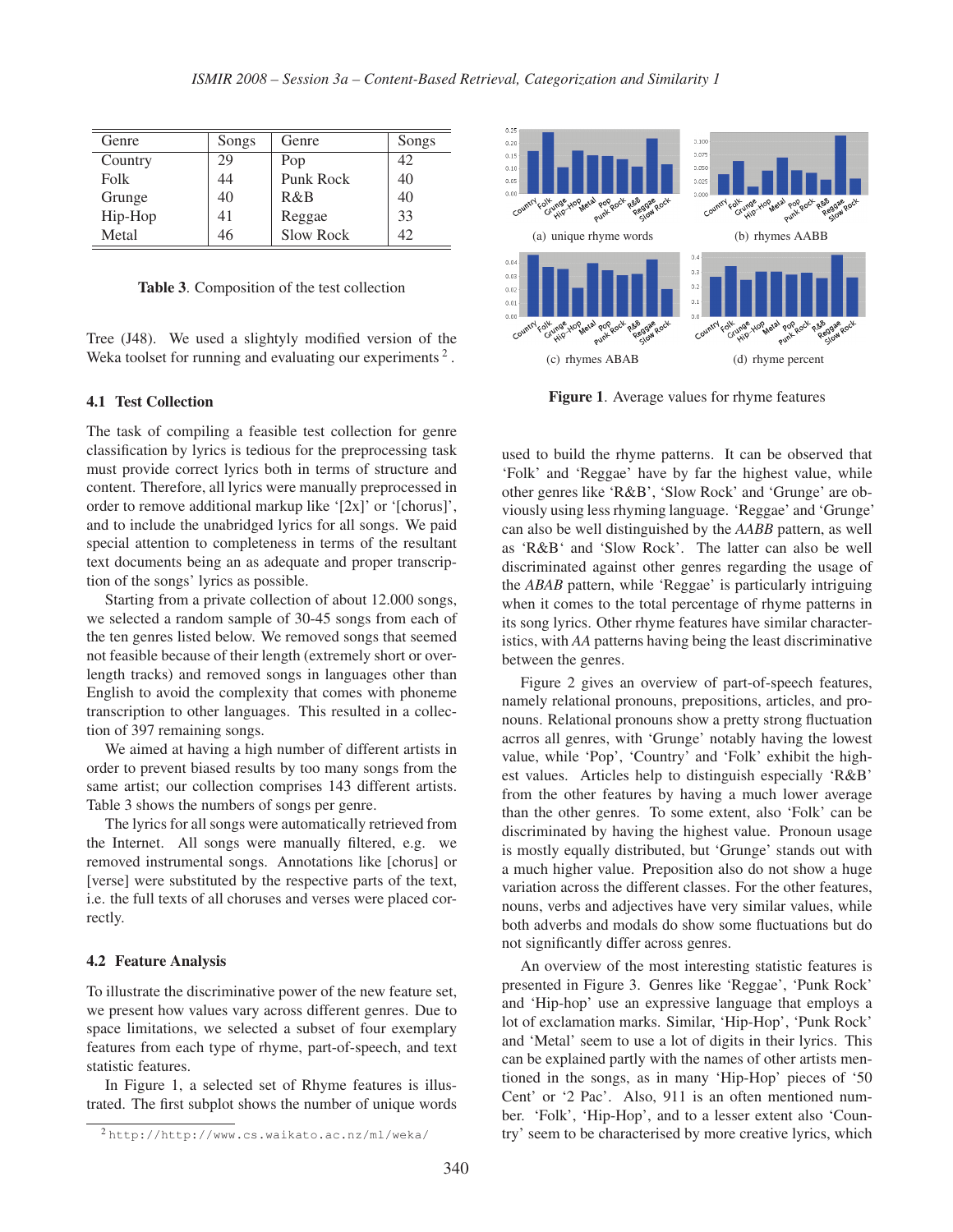| Genre | Songs | Genre | Songs |
|---|---|---|---|
| Country | 29 | Pop | 42 |
| Folk | 44 | Punk Rock | 40 |
| Grunge | 40 | R&B | 40 |
| Hip-Hop | 41 | Reggae | 33 |
| Metal | 46 | Slow Rock | 42 |

**Table 3**. Composition of the test collection

Tree (J48). We used a slightly modified version of the Weka toolset for running and evaluating our experiments [2].

### 4.1 Test Collection

The task of compiling a feasible test collection for genre classification by lyrics is tedious for the preprocessing task must provide correct lyrics both in terms of structure and content. Therefore, all lyrics were manually preprocessed in order to remove additional markup like '[2x]' or '[chorus]', and to include the unabridged lyrics for all songs. We paid special attention to completeness in terms of the resultant text documents being an as adequate and proper transcription of the songs' lyrics as possible.

Starting from a private collection of about 12.000 songs, we selected a random sample of 30-45 songs from each of the ten genres listed below. We removed songs that seemed not feasible because of their length (extremely short or overlength tracks) and removed songs in languages other than English to avoid the complexity that comes with phoneme transcription to other languages. This resulted in a collection of 397 remaining songs.

We aimed at having a high number of different artists in order to prevent biased results by too many songs from the same artist; our collection comprises 143 different artists. Table 3 shows the numbers of songs per genre.

The lyrics for all songs were automatically retrieved from the Internet. All songs were manually filtered, e.g. we removed instrumental songs. Annotations like [chorus] or [verse] were substituted by the respective parts of the text, i.e. the full texts of all choruses and verses were placed correctly.

### 4.2 Feature Analysis

To illustrate the discriminative power of the new feature set, we present how values vary across different genres. Due to space limitations, we selected a subset of four exemplary features from each type of rhyme, part-of-speech, and text statistic features.

In Figure 1, a selected set of Rhyme features is illustrated. The first subplot shows the number of unique words used to build the rhyme patterns. It can be observed that 'Folk' and 'Reggae' have by far the highest value, while other genres like 'R&B', 'Slow Rock' and 'Grunge' are obviously using less rhyming language. 'Reggae' and 'Grunge' can also be well distinguished by the *AABB* pattern, as well as 'R&B' and 'Slow Rock'. The latter can also be well discriminated against other genres regarding the usage of the *ABAB* pattern, while 'Reggae' is particularly intriguing when it comes to the total percentage of rhyme patterns in its song lyrics. Other rhyme features have similar characteristics, with *AA* patterns having being the least discriminative between the genres.

(a) unique rhyme words (b) rhymes AABB (c) rhymes ABAB (d) rhyme percent

**Figure 1**. Average values for rhyme features

Figure 2 gives an overview of part-of-speech features, namely relational pronouns, prepositions, articles, and pronouns. Relational pronouns show a pretty strong fluctuation acrros all genres, with 'Grunge' notably having the lowest value, while 'Pop', 'Country' and 'Folk' exhibit the highest values. Articles help to distinguish especially 'R&B' from the other features by having a much lower average than the other genres. To some extent, also 'Folk' can be discriminated by having the highest value. Pronoun usage is mostly equally distributed, but 'Grunge' stands out with a much higher value. Preposition also do not show a huge variation across the different classes. For the other features, nouns, verbs and adjectives have very similar values, while both adverbs and modals do show some fluctuations but do not significantly differ across genres.

An overview of the most interesting statistic features is presented in Figure 3. Genres like 'Reggae', 'Punk Rock' and 'Hip-hop' use an expressive language that employs a lot of exclamation marks. Similar, 'Hip-Hop', 'Punk Rock' and 'Metal' seem to use a lot of digits in their lyrics. This can be explained partly with the names of other artists mentioned in the songs, as in many 'Hip-Hop' pieces of '50 Cent' or '2 Pac'. Also, 911 is an often mentioned number. 'Folk', 'Hip-Hop', and to a lesser extent also 'Country' seem to be characterised by more creative lyrics, which

[2] http://http://www.cs.waikato.ac.nz/ml/weka/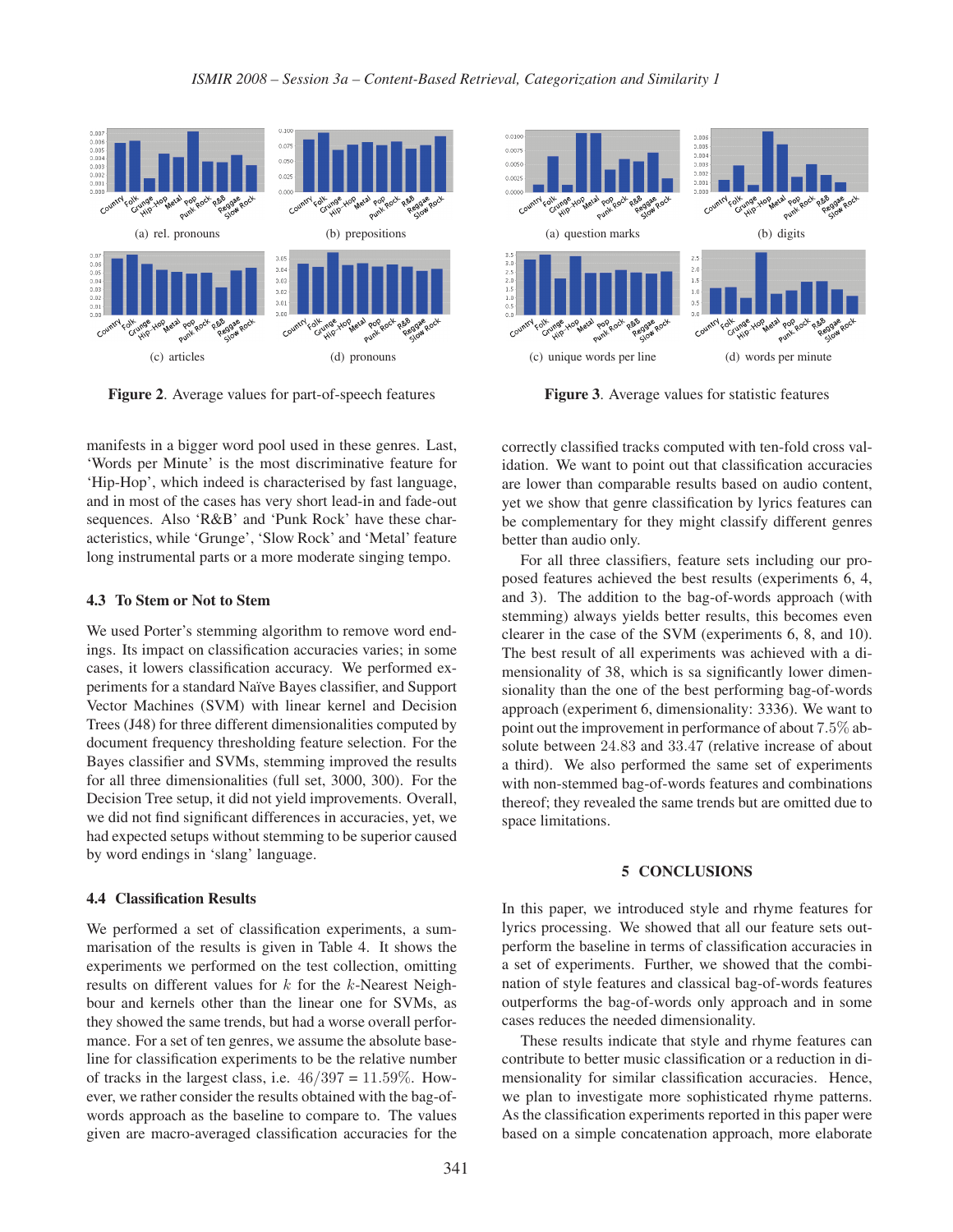Figure 2. Average values for part-of-speech features

Figure 3. Average values for statistic features

manifests in a bigger word pool used in these genres. Last, 'Words per Minute' is the most discriminative feature for 'Hip-Hop', which indeed is characterised by fast language, and in most of the cases has very short lead-in and fade-out sequences. Also 'R&B' and 'Punk Rock' have these characteristics, while 'Grunge', 'Slow Rock' and 'Metal' feature long instrumental parts or a more moderate singing tempo.

### 4.3 To Stem or Not to Stem

We used Porter's stemming algorithm to remove word endings. Its impact on classification accuracies varies; in some cases, it lowers classification accuracy. We performed experiments for a standard Naïve Bayes classifier, and Support Vector Machines (SVM) with linear kernel and Decision Trees (J48) for three different dimensionalities computed by document frequency thresholding feature selection. For the Bayes classifier and SVMs, stemming improved the results for all three dimensionalities (full set, 3000, 300). For the Decision Tree setup, it did not yield improvements. Overall, we did not find significant differences in accuracies, yet, we had expected setups without stemming to be superior caused by word endings in 'slang' language.

### 4.4 Classification Results

We performed a set of classification experiments, a summarisation of the results is given in Table 4. It shows the experiments we performed on the test collection, omitting results on different values for $k$ for the $k$-Nearest Neighbour and kernels other than the linear one for SVMs, as they showed the same trends, but had a worse overall performance. For a set of ten genres, we assume the absolute baseline for classification experiments to be the relative number of tracks in the largest class, i.e. $46/397 = 11.59\%$. However, we rather consider the results obtained with the bag-of-words approach as the baseline to compare to. The values given are macro-averaged classification accuracies for the correctly classified tracks computed with ten-fold cross validation. We want to point out that classification accuracies are lower than comparable results based on audio content, yet we show that genre classification by lyrics features can be complementary for they might classify different genres better than audio only.

For all three classifiers, feature sets including our proposed features achieved the best results (experiments 6, 4, and 3). The addition to the bag-of-words approach (with stemming) always yields better results, this becomes even clearer in the case of the SVM (experiments 6, 8, and 10). The best result of all experiments was achieved with a dimensionality of 38, which is sa significantly lower dimensionality than the one of the best performing bag-of-words approach (experiment 6, dimensionality: 3336). We want to point out the improvement in performance of about $7.5\%$ absolute between $24.83$ and $33.47$ (relative increase of about a third). We also performed the same set of experiments with non-stemmed bag-of-words features and combinations thereof; they revealed the same trends but are omitted due to space limitations.

## 5 CONCLUSIONS

In this paper, we introduced style and rhyme features for lyrics processing. We showed that all our feature sets outperform the baseline in terms of classification accuracies in a set of experiments. Further, we showed that the combination of style features and classical bag-of-words features outperforms the bag-of-words only approach and in some cases reduces the needed dimensionality.

These results indicate that style and rhyme features can contribute to better music classification or a reduction in dimensionality for similar classification accuracies. Hence, we plan to investigate more sophisticated rhyme patterns. As the classification experiments reported in this paper were based on a simple concatenation approach, more elaborate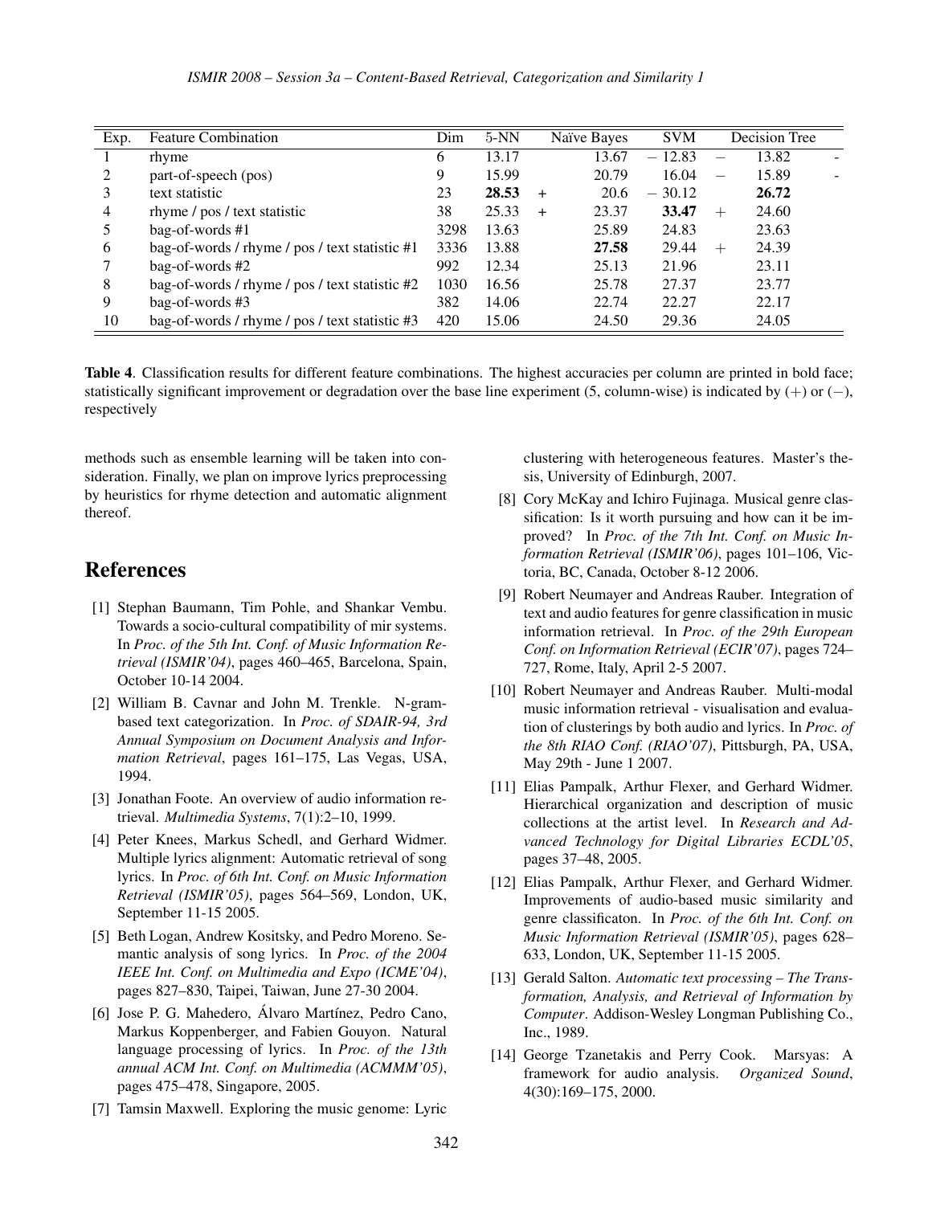| Exp. | Feature Combination | Dim | 5-NN | | Naïve Bayes | | SVM | | Decision Tree | |
|---|---|---|---|---|---|---|---|---|---|---|
| 1 | rhyme | 6 | 13.17 | | 13.67 | − | 12.83 | − | 13.82 | - |
| 2 | part-of-speech (pos) | 9 | 15.99 | | 20.79 | | 16.04 | − | 15.89 | - |
| 3 | text statistic | 23 | **28.53** | + | 20.6 | − | 30.12 | | **26.72** | |
| 4 | rhyme / pos / text statistic | 38 | 25.33 | + | 23.37 | | **33.47** | + | 24.60 | |
| 5 | bag-of-words #1 | 3298 | 13.63 | | 25.89 | | 24.83 | | 23.63 | |
| 6 | bag-of-words / rhyme / pos / text statistic #1 | 3336 | 13.88 | | **27.58** | | 29.44 | + | 24.39 | |
| 7 | bag-of-words #2 | 992 | 12.34 | | 25.13 | | 21.96 | | 23.11 | |
| 8 | bag-of-words / rhyme / pos / text statistic #2 | 1030 | 16.56 | | 25.78 | | 27.37 | | 23.77 | |
| 9 | bag-of-words #3 | 382 | 14.06 | | 22.74 | | 22.27 | | 22.17 | |
| 10 | bag-of-words / rhyme / pos / text statistic #3 | 420 | 15.06 | | 24.50 | | 29.36 | | 24.05 | |

**Table 4**. Classification results for different feature combinations. The highest accuracies per column are printed in bold face; statistically significant improvement or degradation over the base line experiment (5, column-wise) is indicated by (+) or (−), respectively

methods such as ensemble learning will be taken into consideration. Finally, we plan on improve lyrics preprocessing by heuristics for rhyme detection and automatic alignment thereof.

## References

[1] Stephan Baumann, Tim Pohle, and Shankar Vembu. Towards a socio-cultural compatibility of mir systems. In *Proc. of the 5th Int. Conf. of Music Information Retrieval (ISMIR'04)*, pages 460–465, Barcelona, Spain, October 10-14 2004.

[2] William B. Cavnar and John M. Trenkle. N-gram-based text categorization. In *Proc. of SDAIR-94, 3rd Annual Symposium on Document Analysis and Information Retrieval*, pages 161–175, Las Vegas, USA, 1994.

[3] Jonathan Foote. An overview of audio information retrieval. *Multimedia Systems*, 7(1):2–10, 1999.

[4] Peter Knees, Markus Schedl, and Gerhard Widmer. Multiple lyrics alignment: Automatic retrieval of song lyrics. In *Proc. of 6th Int. Conf. on Music Information Retrieval (ISMIR'05)*, pages 564–569, London, UK, September 11-15 2005.

[5] Beth Logan, Andrew Kositsky, and Pedro Moreno. Semantic analysis of song lyrics. In *Proc. of the 2004 IEEE Int. Conf. on Multimedia and Expo (ICME'04)*, pages 827–830, Taipei, Taiwan, June 27-30 2004.

[6] Jose P. G. Mahedero, Álvaro Martínez, Pedro Cano, Markus Koppenberger, and Fabien Gouyon. Natural language processing of lyrics. In *Proc. of the 13th annual ACM Int. Conf. on Multimedia (ACMMM'05)*, pages 475–478, Singapore, 2005.

[7] Tamsin Maxwell. Exploring the music genome: Lyric clustering with heterogeneous features. Master's thesis, University of Edinburgh, 2007.

[8] Cory McKay and Ichiro Fujinaga. Musical genre classification: Is it worth pursuing and how can it be improved? In *Proc. of the 7th Int. Conf. on Music Information Retrieval (ISMIR'06)*, pages 101–106, Victoria, BC, Canada, October 8-12 2006.

[9] Robert Neumayer and Andreas Rauber. Integration of text and audio features for genre classification in music information retrieval. In *Proc. of the 29th European Conf. on Information Retrieval (ECIR'07)*, pages 724–727, Rome, Italy, April 2-5 2007.

[10] Robert Neumayer and Andreas Rauber. Multi-modal music information retrieval - visualisation and evaluation of clusterings by both audio and lyrics. In *Proc. of the 8th RIAO Conf. (RIAO'07)*, Pittsburgh, PA, USA, May 29th - June 1 2007.

[11] Elias Pampalk, Arthur Flexer, and Gerhard Widmer. Hierarchical organization and description of music collections at the artist level. In *Research and Advanced Technology for Digital Libraries ECDL'05*, pages 37–48, 2005.

[12] Elias Pampalk, Arthur Flexer, and Gerhard Widmer. Improvements of audio-based music similarity and genre classificaton. In *Proc. of the 6th Int. Conf. on Music Information Retrieval (ISMIR'05)*, pages 628–633, London, UK, September 11-15 2005.

[13] Gerald Salton. *Automatic text processing – The Transformation, Analysis, and Retrieval of Information by Computer*. Addison-Wesley Longman Publishing Co., Inc., 1989.

[14] George Tzanetakis and Perry Cook. Marsyas: A framework for audio analysis. *Organized Sound*, 4(30):169–175, 2000.